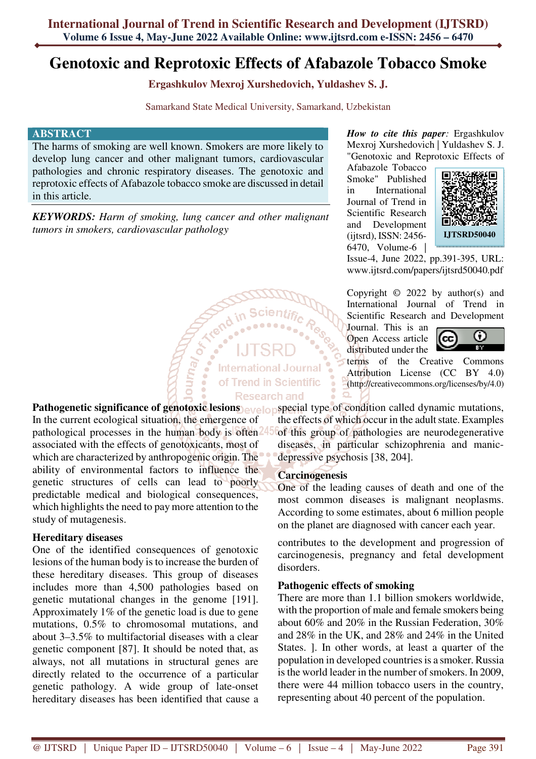# Genotoxic and Reprotoxic Effects of Afabazole Tobacco Smoke

**Ergashkulov Mexroj Xurshedovich, Yuldashev S. J.**

Samarkand State Medical University, Samarkand, Uzbekistan

## ABSTRACT

The harms of smoking are well known. Smokers are more likely to develop lung cancer and other malignant tumors, cardiovascular pathologies and chronic respiratory diseases. The genotoxic and reprotoxic effects of Afabazole tobacco smoke are discussed in detail in this article.

***KEYWORDS:*** *Harm of smoking, lung cancer and other malignant tumors in smokers, cardiovascular pathology*

***How to cite this paper:*** Ergashkulov Mexroj Xurshedovich | Yuldashev S. J. "Genotoxic and Reprotoxic Effects of Afabazole Tobacco Smoke" Published in International Journal of Trend in Scientific Research and Development (ijtsrd), ISSN: 2456-6470, Volume-6 | Issue-4, June 2022, pp.391-395, URL: www.ijtsrd.com/papers/ijtsrd50040.pdf

IJTSRD50040

Copyright © 2022 by author(s) and International Journal of Trend in Scientific Research and Development Journal. This is an Open Access article distributed under the terms of the Creative Commons Attribution License (CC BY 4.0) (http://creativecommons.org/licenses/by/4.0)

### Pathogenetic significance of genotoxic lesions

In the current ecological situation, the emergence of pathological processes in the human body is often associated with the effects of genotoxicants, most of which are characterized by anthropogenic origin. The ability of environmental factors to influence the genetic structures of cells can lead to poorly predictable medical and biological consequences, which highlights the need to pay more attention to the study of mutagenesis.

### Hereditary diseases

One of the identified consequences of genotoxic lesions of the human body is to increase the burden of these hereditary diseases. This group of diseases includes more than 4,500 pathologies based on genetic mutational changes in the genome [191]. Approximately 1% of the genetic load is due to gene mutations, 0.5% to chromosomal mutations, and about 3–3.5% to multifactorial diseases with a clear genetic component [87]. It should be noted that, as always, not all mutations in structural genes are directly related to the occurrence of a particular genetic pathology. A wide group of late-onset hereditary diseases has been identified that cause a special type of condition called dynamic mutations, the effects of which occur in the adult state. Examples of this group of pathologies are neurodegenerative diseases, in particular schizophrenia and manic-depressive psychosis [38, 204].

### Carcinogenesis

One of the leading causes of death and one of the most common diseases is malignant neoplasms. According to some estimates, about 6 million people on the planet are diagnosed with cancer each year.

contributes to the development and progression of carcinogenesis, pregnancy and fetal development disorders.

### Pathogenic effects of smoking

There are more than 1.1 billion smokers worldwide, with the proportion of male and female smokers being about 60% and 20% in the Russian Federation, 30% and 28% in the UK, and 28% and 24% in the United States. ]. In other words, at least a quarter of the population in developed countries is a smoker. Russia is the world leader in the number of smokers. In 2009, there were 44 million tobacco users in the country, representing about 40 percent of the population.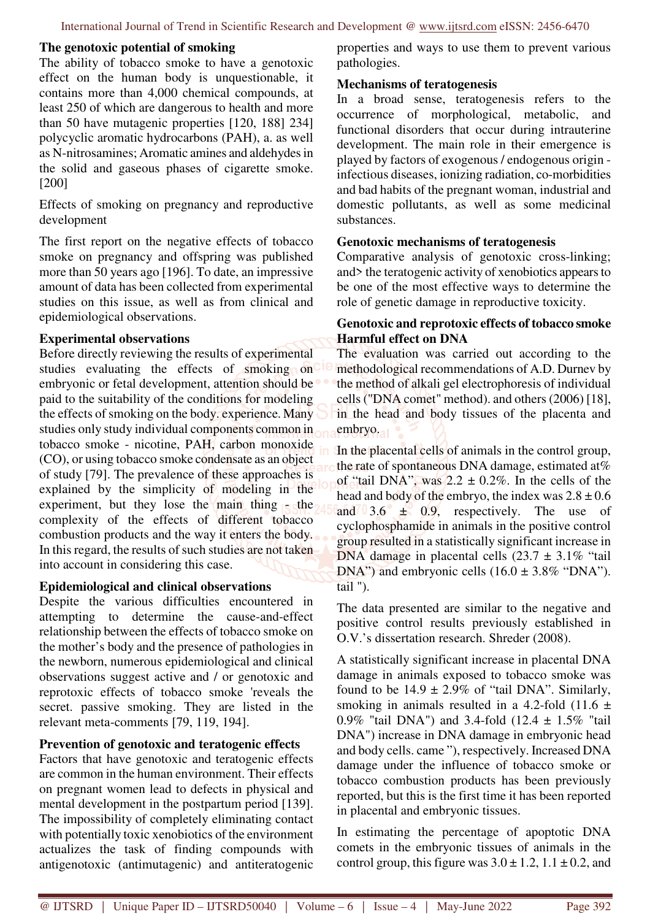## The genotoxic potential of smoking

The ability of tobacco smoke to have a genotoxic effect on the human body is unquestionable, it contains more than 4,000 chemical compounds, at least 250 of which are dangerous to health and more than 50 have mutagenic properties [120, 188] 234] polycyclic aromatic hydrocarbons (PAH), a. as well as N-nitrosamines; Aromatic amines and aldehydes in the solid and gaseous phases of cigarette smoke. [200]

Effects of smoking on pregnancy and reproductive development

The first report on the negative effects of tobacco smoke on pregnancy and offspring was published more than 50 years ago [196]. To date, an impressive amount of data has been collected from experimental studies on this issue, as well as from clinical and epidemiological observations.

## Experimental observations

Before directly reviewing the results of experimental studies evaluating the effects of smoking on embryonic or fetal development, attention should be paid to the suitability of the conditions for modeling the effects of smoking on the body. experience. Many studies only study individual components common in tobacco smoke - nicotine, PAH, carbon monoxide (CO), or using tobacco smoke condensate as an object of study [79]. The prevalence of these approaches is explained by the simplicity of modeling in the experiment, but they lose the main thing - the complexity of the effects of different tobacco combustion products and the way it enters the body. In this regard, the results of such studies are not taken into account in considering this case.

## Epidemiological and clinical observations

Despite the various difficulties encountered in attempting to determine the cause-and-effect relationship between the effects of tobacco smoke on the mother's body and the presence of pathologies in the newborn, numerous epidemiological and clinical observations suggest active and / or genotoxic and reprotoxic effects of tobacco smoke 'reveals the secret. passive smoking. They are listed in the relevant meta-comments [79, 119, 194].

## Prevention of genotoxic and teratogenic effects

Factors that have genotoxic and teratogenic effects are common in the human environment. Their effects on pregnant women lead to defects in physical and mental development in the postpartum period [139]. The impossibility of completely eliminating contact with potentially toxic xenobiotics of the environment actualizes the task of finding compounds with antigenotoxic (antimutagenic) and antiteratogenic properties and ways to use them to prevent various pathologies.

## Mechanisms of teratogenesis

In a broad sense, teratogenesis refers to the occurrence of morphological, metabolic, and functional disorders that occur during intrauterine development. The main role in their emergence is played by factors of exogenous / endogenous origin - infectious diseases, ionizing radiation, co-morbidities and bad habits of the pregnant woman, industrial and domestic pollutants, as well as some medicinal substances.

## Genotoxic mechanisms of teratogenesis

Comparative analysis of genotoxic cross-linking; and> the teratogenic activity of xenobiotics appears to be one of the most effective ways to determine the role of genetic damage in reproductive toxicity.

## Genotoxic and reprotoxic effects of tobacco smoke Harmful effect on DNA

The evaluation was carried out according to the methodological recommendations of A.D. Durnev by the method of alkali gel electrophoresis of individual cells ("DNA comet" method). and others (2006) [18], in the head and body tissues of the placenta and embryo.

In the placental cells of animals in the control group, the rate of spontaneous DNA damage, estimated at% of "tail DNA", was 2.2 ± 0.2%. In the cells of the head and body of the embryo, the index was 2.8 ± 0.6 and 3.6 ± 0.9, respectively. The use of cyclophosphamide in animals in the positive control group resulted in a statistically significant increase in DNA damage in placental cells (23.7 ± 3.1% "tail DNA") and embryonic cells (16.0 ± 3.8% "DNA"). tail ").

The data presented are similar to the negative and positive control results previously established in O.V.'s dissertation research. Shreder (2008).

A statistically significant increase in placental DNA damage in animals exposed to tobacco smoke was found to be 14.9 ± 2.9% of "tail DNA". Similarly, smoking in animals resulted in a 4.2-fold (11.6 ± 0.9% "tail DNA") and 3.4-fold (12.4 ± 1.5% "tail DNA") increase in DNA damage in embryonic head and body cells. came "), respectively. Increased DNA damage under the influence of tobacco smoke or tobacco combustion products has been previously reported, but this is the first time it has been reported in placental and embryonic tissues.

In estimating the percentage of apoptotic DNA comets in the embryonic tissues of animals in the control group, this figure was 3.0 ± 1.2, 1.1 ± 0.2, and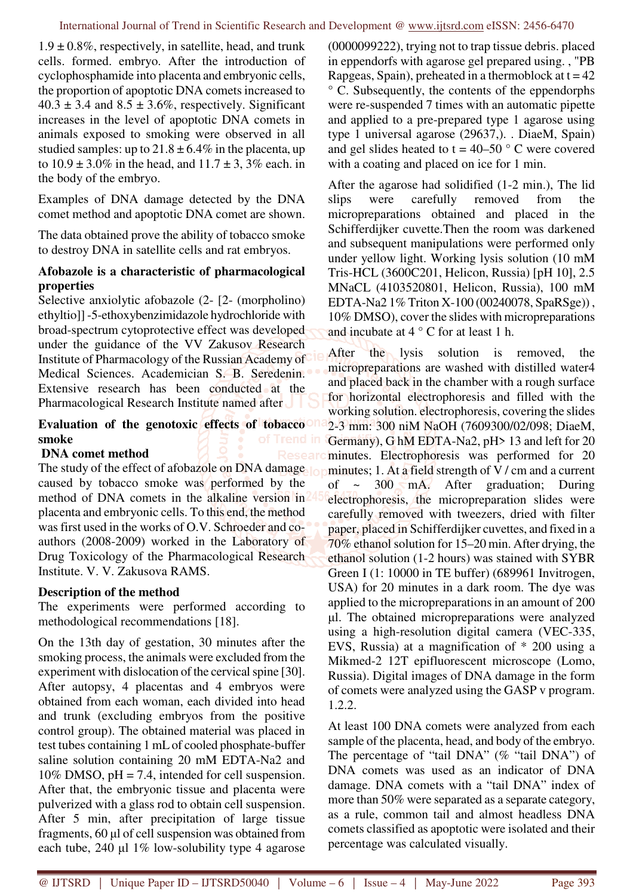1.9 ± 0.8%, respectively, in satellite, head, and trunk cells. formed. embryo. After the introduction of cyclophosphamide into placenta and embryonic cells, the proportion of apoptotic DNA comets increased to 40.3 ± 3.4 and 8.5 ± 3.6%, respectively. Significant increases in the level of apoptotic DNA comets in animals exposed to smoking were observed in all studied samples: up to 21.8 ± 6.4% in the placenta, up to 10.9 ± 3.0% in the head, and 11.7 ± 3, 3% each. in the body of the embryo.

Examples of DNA damage detected by the DNA comet method and apoptotic DNA comet are shown.

The data obtained prove the ability of tobacco smoke to destroy DNA in satellite cells and rat embryos.

**Afobazole is a characteristic of pharmacological properties**

Selective anxiolytic afobazole (2- [2- (morpholino) ethyltio]] -5-ethoxybenzimidazole hydrochloride with broad-spectrum cytoprotective effect was developed under the guidance of the VV Zakusov Research Institute of Pharmacology of the Russian Academy of Medical Sciences. Academician S. B. Seredenin. Extensive research has been conducted at the Pharmacological Research Institute named after

**Evaluation of the genotoxic effects of tobacco smoke**

**DNA comet method**

The study of the effect of afobazole on DNA damage caused by tobacco smoke was performed by the method of DNA comets in the alkaline version in placenta and embryonic cells. To this end, the method was first used in the works of O.V. Schroeder and co-authors (2008-2009) worked in the Laboratory of Drug Toxicology of the Pharmacological Research Institute. V. V. Zakusova RAMS.

**Description of the method**

The experiments were performed according to methodological recommendations [18].

On the 13th day of gestation, 30 minutes after the smoking process, the animals were excluded from the experiment with dislocation of the cervical spine [30]. After autopsy, 4 placentas and 4 embryos were obtained from each woman, each divided into head and trunk (excluding embryos from the positive control group). The obtained material was placed in test tubes containing 1 mL of cooled phosphate-buffer saline solution containing 20 mM EDTA-Na2 and 10% DMSO, pH = 7.4, intended for cell suspension. After that, the embryonic tissue and placenta were pulverized with a glass rod to obtain cell suspension. After 5 min, after precipitation of large tissue fragments, 60 µl of cell suspension was obtained from each tube, 240 µl 1% low-solubility type 4 agarose (0000099222), trying not to trap tissue debris. placed in eppendorfs with agarose gel prepared using. , "PB Rapgeas, Spain), preheated in a thermoblock at t = 42 ° C. Subsequently, the contents of the eppendorphs were re-suspended 7 times with an automatic pipette and applied to a pre-prepared type 1 agarose using type 1 universal agarose (29637,). . DiaeM, Spain) and gel slides heated to t = 40–50 ° C were covered with a coating and placed on ice for 1 min.

After the agarose had solidified (1-2 min.), The lid slips were carefully removed from the micropreparations obtained and placed in the Schifferdijker cuvette.Then the room was darkened and subsequent manipulations were performed only under yellow light. Working lysis solution (10 mM Tris-HCL (3600C201, Helicon, Russia) [pH 10], 2.5 MNaCL (4103520801, Helicon, Russia), 100 mM EDTA-Na2 1% Triton X-100 (00240078, SpaRSge)) , 10% DMSO), cover the slides with micropreparations and incubate at 4 ° C for at least 1 h.

After the lysis solution is removed, the micropreparations are washed with distilled water4 and placed back in the chamber with a rough surface for horizontal electrophoresis and filled with the working solution. electrophoresis, covering the slides 2-3 mm: 300 niM NaOH (7609300/02/098; DiaeM, Germany), G hM EDTA-Na2, pH> 13 and left for 20 minutes. Electrophoresis was performed for 20 minutes; 1. At a field strength of V / cm and a current of ~ 300 mA. After graduation; During electrophoresis, the micropreparation slides were carefully removed with tweezers, dried with filter paper, placed in Schifferdijker cuvettes, and fixed in a 70% ethanol solution for 15–20 min. After drying, the ethanol solution (1-2 hours) was stained with SYBR Green I (1: 10000 in TE buffer) (689961 Invitrogen, USA) for 20 minutes in a dark room. The dye was applied to the micropreparations in an amount of 200 µl. The obtained micropreparations were analyzed using a high-resolution digital camera (VEC-335, EVS, Russia) at a magnification of * 200 using a Mikmed-2 12T epifluorescent microscope (Lomo, Russia). Digital images of DNA damage in the form of comets were analyzed using the GASP v program. 1.2.2.

At least 100 DNA comets were analyzed from each sample of the placenta, head, and body of the embryo. The percentage of "tail DNA" (% "tail DNA") of DNA comets was used as an indicator of DNA damage. DNA comets with a "tail DNA" index of more than 50% were separated as a separate category, as a rule, common tail and almost headless DNA comets classified as apoptotic were isolated and their percentage was calculated visually.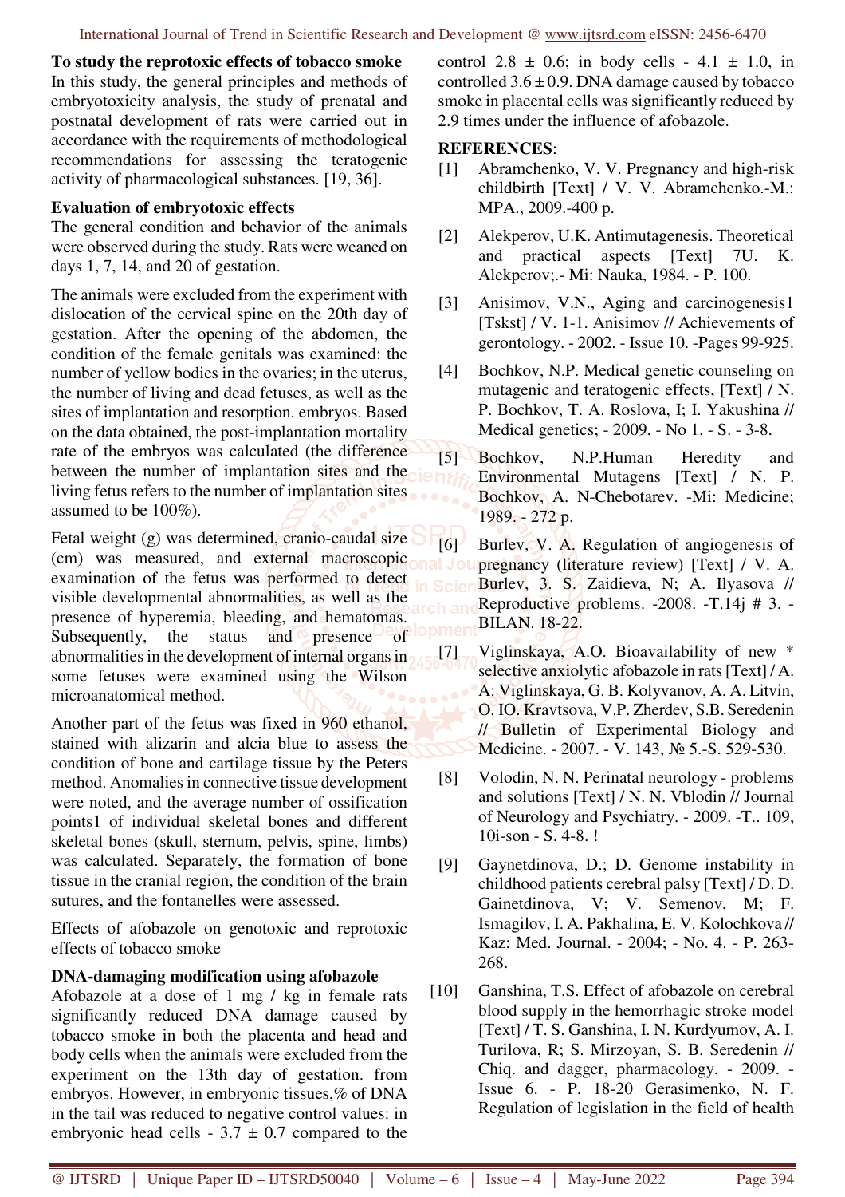**To study the reprotoxic effects of tobacco smoke**

In this study, the general principles and methods of embryotoxicity analysis, the study of prenatal and postnatal development of rats were carried out in accordance with the requirements of methodological recommendations for assessing the teratogenic activity of pharmacological substances. [19, 36].

**Evaluation of embryotoxic effects**

The general condition and behavior of the animals were observed during the study. Rats were weaned on days 1, 7, 14, and 20 of gestation.

The animals were excluded from the experiment with dislocation of the cervical spine on the 20th day of gestation. After the opening of the abdomen, the condition of the female genitals was examined: the number of yellow bodies in the ovaries; in the uterus, the number of living and dead fetuses, as well as the sites of implantation and resorption. embryos. Based on the data obtained, the post-implantation mortality rate of the embryos was calculated (the difference between the number of implantation sites and the living fetus refers to the number of implantation sites assumed to be 100%).

Fetal weight (g) was determined, cranio-caudal size (cm) was measured, and external macroscopic examination of the fetus was performed to detect visible developmental abnormalities, as well as the presence of hyperemia, bleeding, and hematomas. Subsequently, the status and presence of abnormalities in the development of internal organs in some fetuses were examined using the Wilson microanatomical method.

Another part of the fetus was fixed in 960 ethanol, stained with alizarin and alcia blue to assess the condition of bone and cartilage tissue by the Peters method. Anomalies in connective tissue development were noted, and the average number of ossification points1 of individual skeletal bones and different skeletal bones (skull, sternum, pelvis, spine, limbs) was calculated. Separately, the formation of bone tissue in the cranial region, the condition of the brain sutures, and the fontanelles were assessed.

Effects of afobazole on genotoxic and reprotoxic effects of tobacco smoke

**DNA-damaging modification using afobazole**

Afobazole at a dose of 1 mg / kg in female rats significantly reduced DNA damage caused by tobacco smoke in both the placenta and head and body cells when the animals were excluded from the experiment on the 13th day of gestation. from embryos. However, in embryonic tissues,% of DNA in the tail was reduced to negative control values: in embryonic head cells - 3.7 ± 0.7 compared to the control 2.8 ± 0.6; in body cells - 4.1 ± 1.0, in controlled 3.6 ± 0.9. DNA damage caused by tobacco smoke in placental cells was significantly reduced by 2.9 times under the influence of afobazole.

**REFERENCES**:

[1] Abramchenko, V. V. Pregnancy and high-risk childbirth [Text] / V. V. Abramchenko.-M.: MPA., 2009.-400 p.

[2] Alekperov, U.K. Antimutagenesis. Theoretical and practical aspects [Text] 7U. K. Alekperov;.- Mi: Nauka, 1984. - P. 100.

[3] Anisimov, V.N., Aging and carcinogenesis1 [Tskst] / V. 1-1. Anisimov // Achievements of gerontology. - 2002. - Issue 10. -Pages 99-925.

[4] Bochkov, N.P. Medical genetic counseling on mutagenic and teratogenic effects, [Text] / N. P. Bochkov, T. A. Roslova, I; I. Yakushina // Medical genetics; - 2009. - No 1. - S. - 3-8.

[5] Bochkov, N.P.Human Heredity and Environmental Mutagens [Text] / N. P. Bochkov, A. N-Chebotarev. -Mi: Medicine; 1989. - 272 p.

[6] Burlev, V. A. Regulation of angiogenesis of pregnancy (literature review) [Text] / V. A. Burlev, 3. S. Zaidieva, N; A. Ilyasova // Reproductive problems. -2008. -T.14j # 3. - BILAN. 18-22.

[7] Viglinskaya, A.O. Bioavailability of new * selective anxiolytic afobazole in rats [Text] / A. A: Viglinskaya, G. B. Kolyvanov, A. A. Litvin, O. IO. Kravtsova, V.P. Zherdev, S.B. Seredenin // Bulletin of Experimental Biology and Medicine. - 2007. - V. 143, № 5.-S. 529-530.

[8] Volodin, N. N. Perinatal neurology - problems and solutions [Text] / N. N. Vblodin // Journal of Neurology and Psychiatry. - 2009. -T.. 109, 10i-son - S. 4-8. !

[9] Gaynetdinova, D.; D. Genome instability in childhood patients cerebral palsy [Text] / D. D. Gainetdinova, V; V. Semenov, M; F. Ismagilov, I. A. Pakhalina, E. V. Kolochkova // Kaz: Med. Journal. - 2004; - No. 4. - P. 263-268.

[10] Ganshina, T.S. Effect of afobazole on cerebral blood supply in the hemorrhagic stroke model [Text] / T. S. Ganshina, I. N. Kurdyumov, A. I. Turilova, R; S. Mirzoyan, S. B. Seredenin // Chiq. and dagger, pharmacology. - 2009. - Issue 6. - P. 18-20 Gerasimenko, N. F. Regulation of legislation in the field of health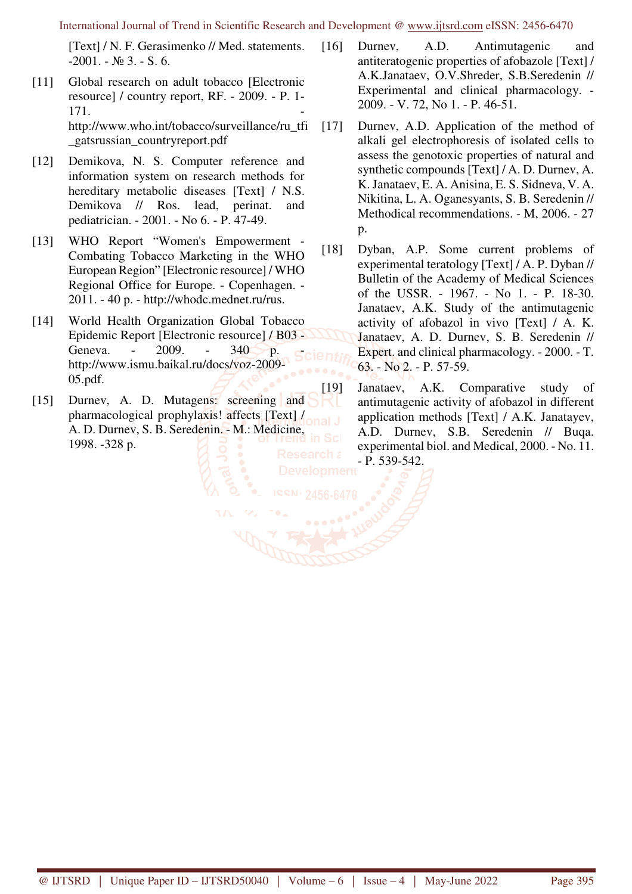[Text] / N. F. Gerasimenko // Med. statements. -2001. - № 3. - S. 6.

[11] Global research on adult tobacco [Electronic resource] / country report, RF. - 2009. - P. 1-171. - http://www.who.int/tobacco/surveillance/ru_tfi_gatsrussian_countryreport.pdf

[12] Demikova, N. S. Computer reference and information system on research methods for hereditary metabolic diseases [Text] / N.S. Demikova // Ros. lead, perinat. and pediatrician. - 2001. - No 6. - P. 47-49.

[13] WHO Report "Women's Empowerment - Combating Tobacco Marketing in the WHO European Region" [Electronic resource] / WHO Regional Office for Europe. - Copenhagen. - 2011. - 40 p. - http://whodc.mednet.ru/rus.

[14] World Health Organization Global Tobacco Epidemic Report [Electronic resource] / B03 - Geneva. - 2009. - 340 p. - http://www.ismu.baikal.ru/docs/voz-2009-05.pdf.

[15] Durnev, A. D. Mutagens: screening and pharmacological prophylaxis! affects [Text] / A. D. Durnev, S. B. Seredenin. - M.: Medicine, 1998. -328 p.

[16] Durnev, A.D. Antimutagenic and antiteratogenic properties of afobazole [Text] / A.K.Janataev, O.V.Shreder, S.B.Seredenin // Experimental and clinical pharmacology. - 2009. - V. 72, No 1. - P. 46-51.

[17] Durnev, A.D. Application of the method of alkali gel electrophoresis of isolated cells to assess the genotoxic properties of natural and synthetic compounds [Text] / A. D. Durnev, A. K. Janataev, E. A. Anisina, E. S. Sidneva, V. A. Nikitina, L. A. Oganesyants, S. B. Seredenin // Methodical recommendations. - M, 2006. - 27 p.

[18] Dyban, A.P. Some current problems of experimental teratology [Text] / A. P. Dyban // Bulletin of the Academy of Medical Sciences of the USSR. - 1967. - No 1. - P. 18-30. Janataev, A.K. Study of the antimutagenic activity of afobazol in vivo [Text] / A. K. Janataev, A. D. Durnev, S. B. Seredenin // Expert. and clinical pharmacology. - 2000. - T. 63. - No 2. - P. 57-59.

[19] Janataev, A.K. Comparative study of antimutagenic activity of afobazol in different application methods [Text] / A.K. Janatayev, A.D. Durnev, S.B. Seredenin // Buqa. experimental biol. and Medical, 2000. - No. 11. - P. 539-542.